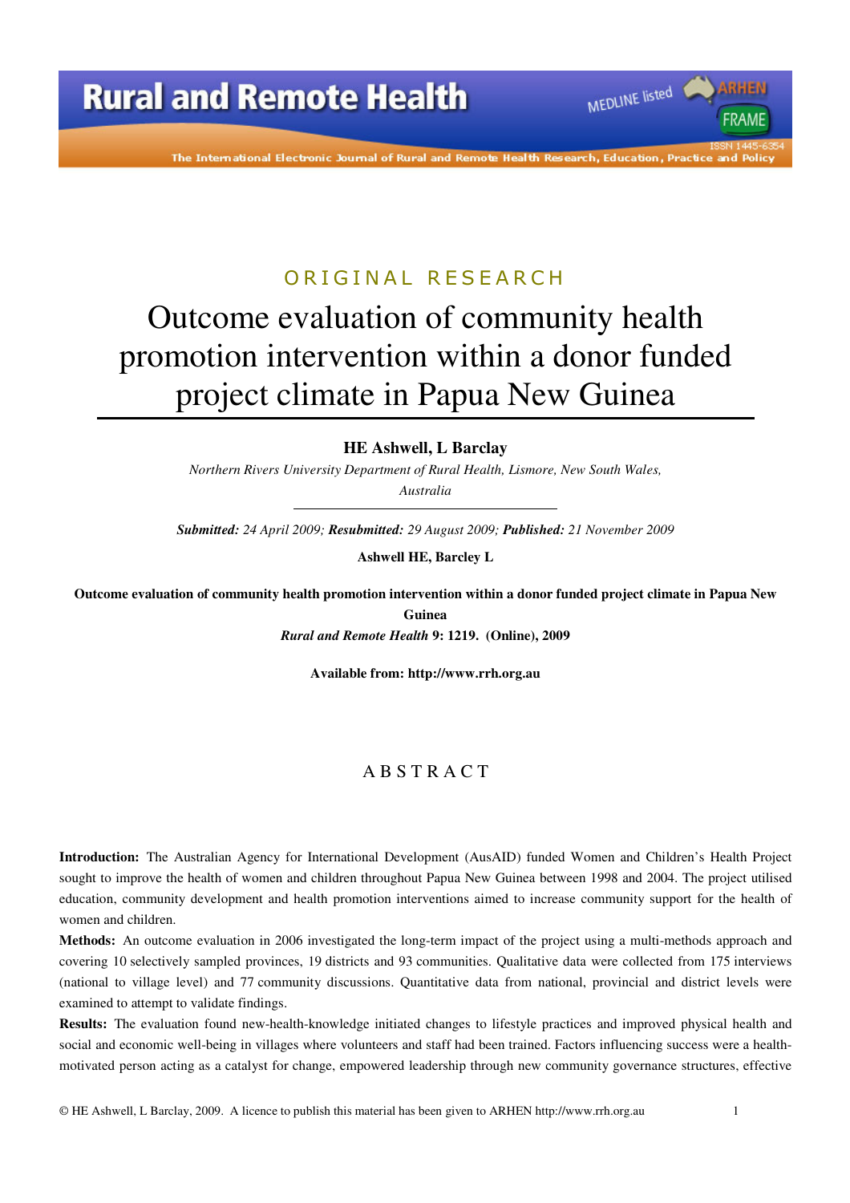ORIGINAL RESEARCH

# Outcome evaluation of community health promotion intervention within a donor funded project climate in Papua New Guinea

**HE Ashwell, L Barclay**

*Northern Rivers University Department of Rural Health, Lismore, New South Wales, Australia*

***Submitted:*** *24 April 2009;* ***Resubmitted:*** *29 August 2009;* ***Published:*** *21 November 2009*

**Ashwell HE, Barcley L**

**Outcome evaluation of community health promotion intervention within a donor funded project climate in Papua New Guinea**

***Rural and Remote Health*** **9: 1219. (Online), 2009**

**Available from: http://www.rrh.org.au**

## ABSTRACT

**Introduction:** The Australian Agency for International Development (AusAID) funded Women and Children's Health Project sought to improve the health of women and children throughout Papua New Guinea between 1998 and 2004. The project utilised education, community development and health promotion interventions aimed to increase community support for the health of women and children.

**Methods:** An outcome evaluation in 2006 investigated the long-term impact of the project using a multi-methods approach and covering 10 selectively sampled provinces, 19 districts and 93 communities. Qualitative data were collected from 175 interviews (national to village level) and 77 community discussions. Quantitative data from national, provincial and district levels were examined to attempt to validate findings.

**Results:** The evaluation found new-health-knowledge initiated changes to lifestyle practices and improved physical health and social and economic well-being in villages where volunteers and staff had been trained. Factors influencing success were a health-motivated person acting as a catalyst for change, empowered leadership through new community governance structures, effective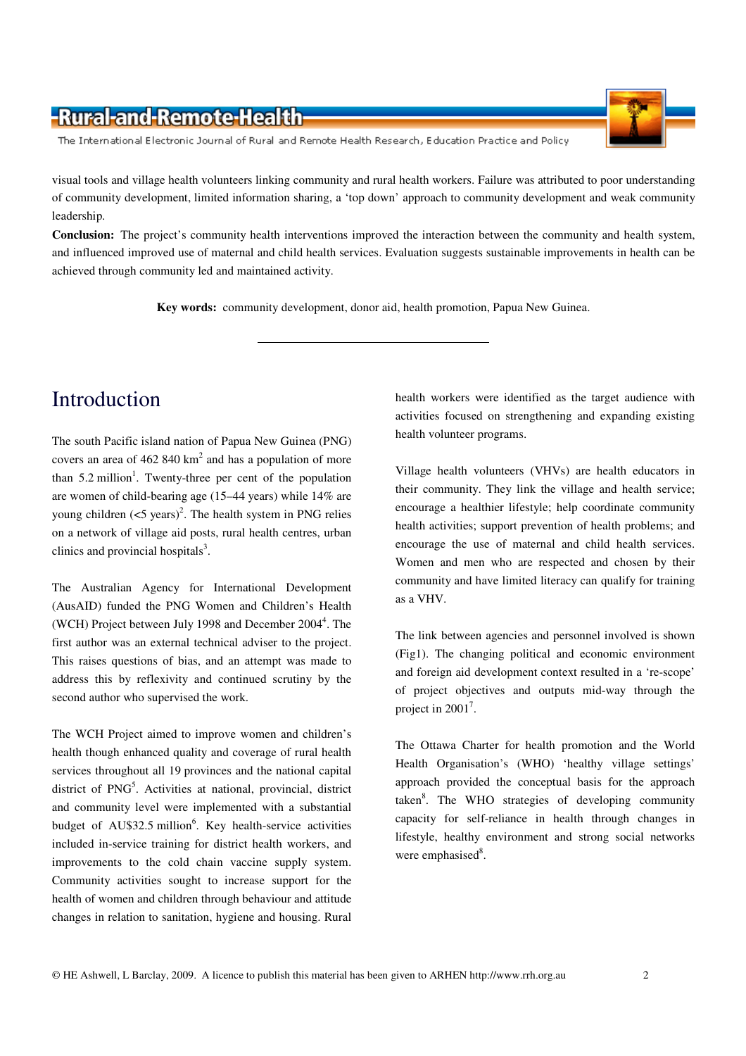visual tools and village health volunteers linking community and rural health workers. Failure was attributed to poor understanding of community development, limited information sharing, a 'top down' approach to community development and weak community leadership.

**Conclusion:** The project's community health interventions improved the interaction between the community and health system, and influenced improved use of maternal and child health services. Evaluation suggests sustainable improvements in health can be achieved through community led and maintained activity.

**Key words:** community development, donor aid, health promotion, Papua New Guinea.

# Introduction

The south Pacific island nation of Papua New Guinea (PNG) covers an area of 462 840 km$^2$ and has a population of more than 5.2 million[1]. Twenty-three per cent of the population are women of child-bearing age (15–44 years) while 14% are young children (<5 years)[2]. The health system in PNG relies on a network of village aid posts, rural health centres, urban clinics and provincial hospitals[3].

The Australian Agency for International Development (AusAID) funded the PNG Women and Children's Health (WCH) Project between July 1998 and December 2004[4]. The first author was an external technical adviser to the project. This raises questions of bias, and an attempt was made to address this by reflexivity and continued scrutiny by the second author who supervised the work.

The WCH Project aimed to improve women and children's health though enhanced quality and coverage of rural health services throughout all 19 provinces and the national capital district of PNG[5]. Activities at national, provincial, district and community level were implemented with a substantial budget of AU$32.5 million[6]. Key health-service activities included in-service training for district health workers, and improvements to the cold chain vaccine supply system. Community activities sought to increase support for the health of women and children through behaviour and attitude changes in relation to sanitation, hygiene and housing. Rural health workers were identified as the target audience with activities focused on strengthening and expanding existing health volunteer programs.

Village health volunteers (VHVs) are health educators in their community. They link the village and health service; encourage a healthier lifestyle; help coordinate community health activities; support prevention of health problems; and encourage the use of maternal and child health services. Women and men who are respected and chosen by their community and have limited literacy can qualify for training as a VHV.

The link between agencies and personnel involved is shown (Fig1). The changing political and economic environment and foreign aid development context resulted in a 're-scope' of project objectives and outputs mid-way through the project in 2001[7].

The Ottawa Charter for health promotion and the World Health Organisation's (WHO) 'healthy village settings' approach provided the conceptual basis for the approach taken[8]. The WHO strategies of developing community capacity for self-reliance in health through changes in lifestyle, healthy environment and strong social networks were emphasised[8].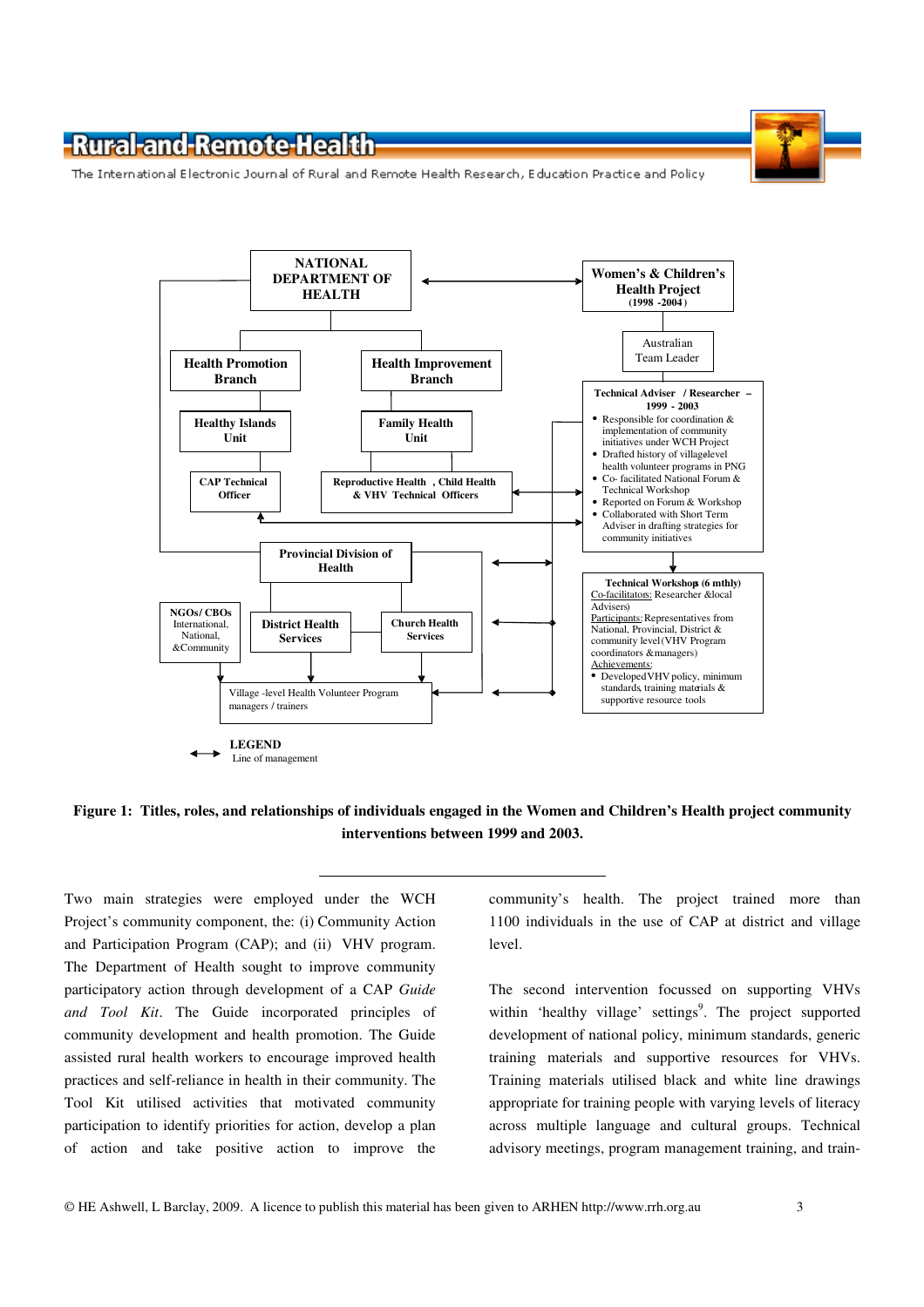NATIONAL DEPARTMENT OF HEALTH

Women's & Children's Health Project (1998 -2004)

Health Promotion Branch

Health Improvement Branch

Australian Team Leader

Healthy Islands Unit

Family Health Unit

CAP Technical Officer

Reproductive Health, Child Health & VHV Technical Officers

**Technical Adviser / Researcher – 1999 - 2003**

- Responsible for coordination & implementation of community initiatives under WCH Project
- Drafted history of village level health volunteer programs in PNG
- Co- facilitated National Forum & Technical Workshop
- Reported on Forum & Workshop
- Collaborated with Short Term Adviser in drafting strategies for community initiatives

Provincial Division of Health

NGOs/ CBOs International, National, &Community

District Health Services

Church Health Services

Village -level Health Volunteer Program managers / trainers

**Technical Workshop (6 mthly)**

Co-facilitators: Researcher &local Advisers)

Participants: Representatives from National, Provincial, District & community level (VHV Program coordinators & managers)

Achievements:

- Developed VHV policy, minimum standards, training materials & supportive resource tools

LEGEND

↔ Line of management

**Figure 1: Titles, roles, and relationships of individuals engaged in the Women and Children's Health project community interventions between 1999 and 2003.**

---

Two main strategies were employed under the WCH Project's community component, the: (i) Community Action and Participation Program (CAP); and (ii) VHV program. The Department of Health sought to improve community participatory action through development of a CAP *Guide and Tool Kit*. The Guide incorporated principles of community development and health promotion. The Guide assisted rural health workers to encourage improved health practices and self-reliance in health in their community. The Tool Kit utilised activities that motivated community participation to identify priorities for action, develop a plan of action and take positive action to improve the community's health. The project trained more than 1100 individuals in the use of CAP at district and village level.

The second intervention focussed on supporting VHVs within 'healthy village' settings[9]. The project supported development of national policy, minimum standards, generic training materials and supportive resources for VHVs. Training materials utilised black and white line drawings appropriate for training people with varying levels of literacy across multiple language and cultural groups. Technical advisory meetings, program management training, and train-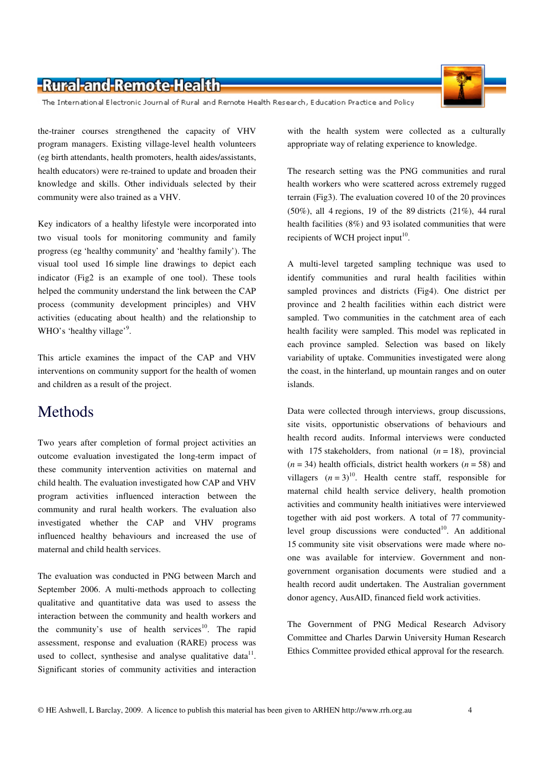the-trainer courses strengthened the capacity of VHV program managers. Existing village-level health volunteers (eg birth attendants, health promoters, health aides/assistants, health educators) were re-trained to update and broaden their knowledge and skills. Other individuals selected by their community were also trained as a VHV.

Key indicators of a healthy lifestyle were incorporated into two visual tools for monitoring community and family progress (eg 'healthy community' and 'healthy family'). The visual tool used 16 simple line drawings to depict each indicator (Fig2 is an example of one tool). These tools helped the community understand the link between the CAP process (community development principles) and VHV activities (educating about health) and the relationship to WHO's 'healthy village'[9].

This article examines the impact of the CAP and VHV interventions on community support for the health of women and children as a result of the project.

# Methods

Two years after completion of formal project activities an outcome evaluation investigated the long-term impact of these community intervention activities on maternal and child health. The evaluation investigated how CAP and VHV program activities influenced interaction between the community and rural health workers. The evaluation also investigated whether the CAP and VHV programs influenced healthy behaviours and increased the use of maternal and child health services.

The evaluation was conducted in PNG between March and September 2006. A multi-methods approach to collecting qualitative and quantitative data was used to assess the interaction between the community and health workers and the community's use of health services[10]. The rapid assessment, response and evaluation (RARE) process was used to collect, synthesise and analyse qualitative data[11]. Significant stories of community activities and interaction with the health system were collected as a culturally appropriate way of relating experience to knowledge.

The research setting was the PNG communities and rural health workers who were scattered across extremely rugged terrain (Fig3). The evaluation covered 10 of the 20 provinces (50%), all 4 regions, 19 of the 89 districts (21%), 44 rural health facilities (8%) and 93 isolated communities that were recipients of WCH project input[10].

A multi-level targeted sampling technique was used to identify communities and rural health facilities within sampled provinces and districts (Fig4). One district per province and 2 health facilities within each district were sampled. Two communities in the catchment area of each health facility were sampled. This model was replicated in each province sampled. Selection was based on likely variability of uptake. Communities investigated were along the coast, in the hinterland, up mountain ranges and on outer islands.

Data were collected through interviews, group discussions, site visits, opportunistic observations of behaviours and health record audits. Informal interviews were conducted with 175 stakeholders, from national ($n = 18$), provincial ($n = 34$) health officials, district health workers ($n = 58$) and villagers ($n = 3$)[10]. Health centre staff, responsible for maternal child health service delivery, health promotion activities and community health initiatives were interviewed together with aid post workers. A total of 77 community-level group discussions were conducted[10]. An additional 15 community site visit observations were made where no-one was available for interview. Government and non-government organisation documents were studied and a health record audit undertaken. The Australian government donor agency, AusAID, financed field work activities.

The Government of PNG Medical Research Advisory Committee and Charles Darwin University Human Research Ethics Committee provided ethical approval for the research.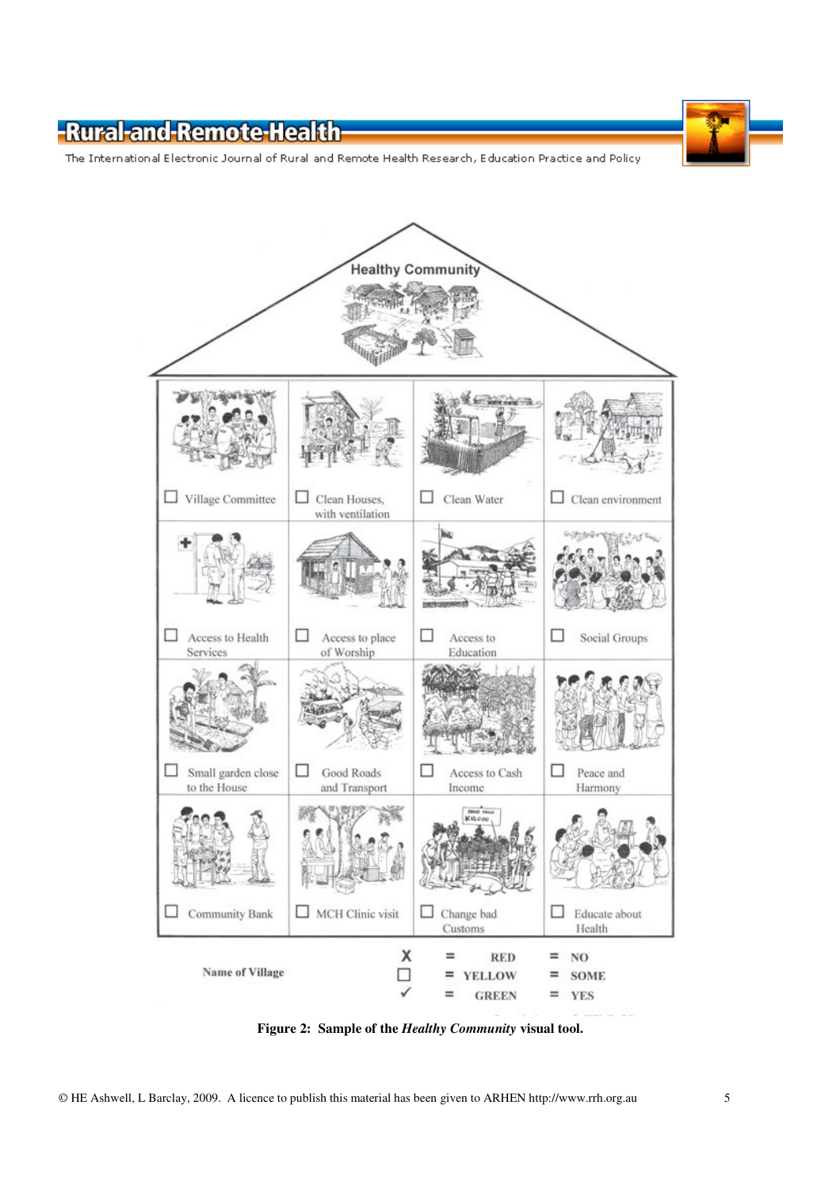Healthy Community

| | | | |
|---|---|---|---|
| ☐ Village Committee | ☐ Clean Houses, with ventilation | ☐ Clean Water | ☐ Clean environment |
| ☐ Access to Health Services | ☐ Access to place of Worship | ☐ Access to Education | ☐ Social Groups |
| ☐ Small garden close to the House | ☐ Good Roads and Transport | ☐ Access to Cash Income | ☐ Peace and Harmony |
| ☐ Community Bank | ☐ MCH Clinic visit | ☐ Change bad Customs | ☐ Educate about Health |

Name of Village

| | | | | |
|---|---|---|---|---|
| X | = | RED | = | NO |
| ☐ | = | YELLOW | = | SOME |
| ✓ | = | GREEN | = | YES |

**Figure 2: Sample of the *Healthy Community* visual tool.**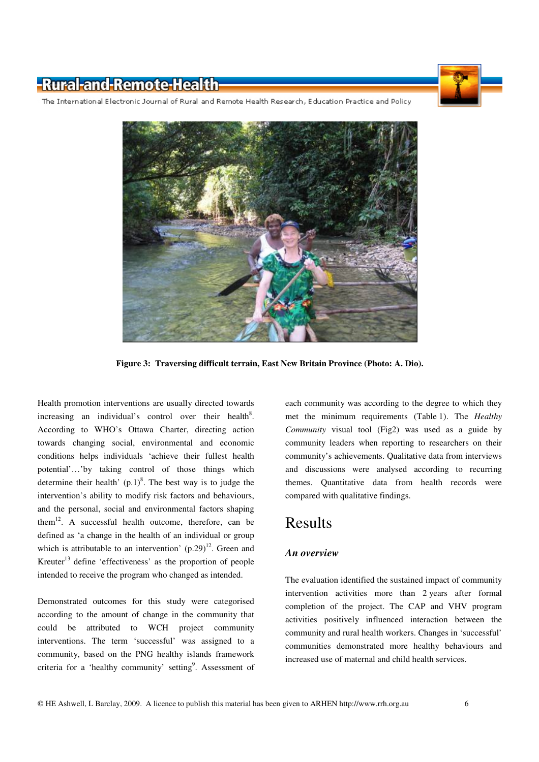**Figure 3: Traversing difficult terrain, East New Britain Province (Photo: A. Dio).**

Health promotion interventions are usually directed towards increasing an individual's control over their health[8]. According to WHO's Ottawa Charter, directing action towards changing social, environmental and economic conditions helps individuals 'achieve their fullest health potential'…'by taking control of those things which determine their health' (p.1)[8]. The best way is to judge the intervention's ability to modify risk factors and behaviours, and the personal, social and environmental factors shaping them[12]. A successful health outcome, therefore, can be defined as 'a change in the health of an individual or group which is attributable to an intervention' (p.29)[12]. Green and Kreuter[13] define 'effectiveness' as the proportion of people intended to receive the program who changed as intended.

Demonstrated outcomes for this study were categorised according to the amount of change in the community that could be attributed to WCH project community interventions. The term 'successful' was assigned to a community, based on the PNG healthy islands framework criteria for a 'healthy community' setting[9]. Assessment of each community was according to the degree to which they met the minimum requirements (Table 1). The *Healthy Community* visual tool (Fig2) was used as a guide by community leaders when reporting to researchers on their community's achievements. Qualitative data from interviews and discussions were analysed according to recurring themes. Quantitative data from health records were compared with qualitative findings.

# Results

### *An overview*

The evaluation identified the sustained impact of community intervention activities more than 2 years after formal completion of the project. The CAP and VHV program activities positively influenced interaction between the community and rural health workers. Changes in 'successful' communities demonstrated more healthy behaviours and increased use of maternal and child health services.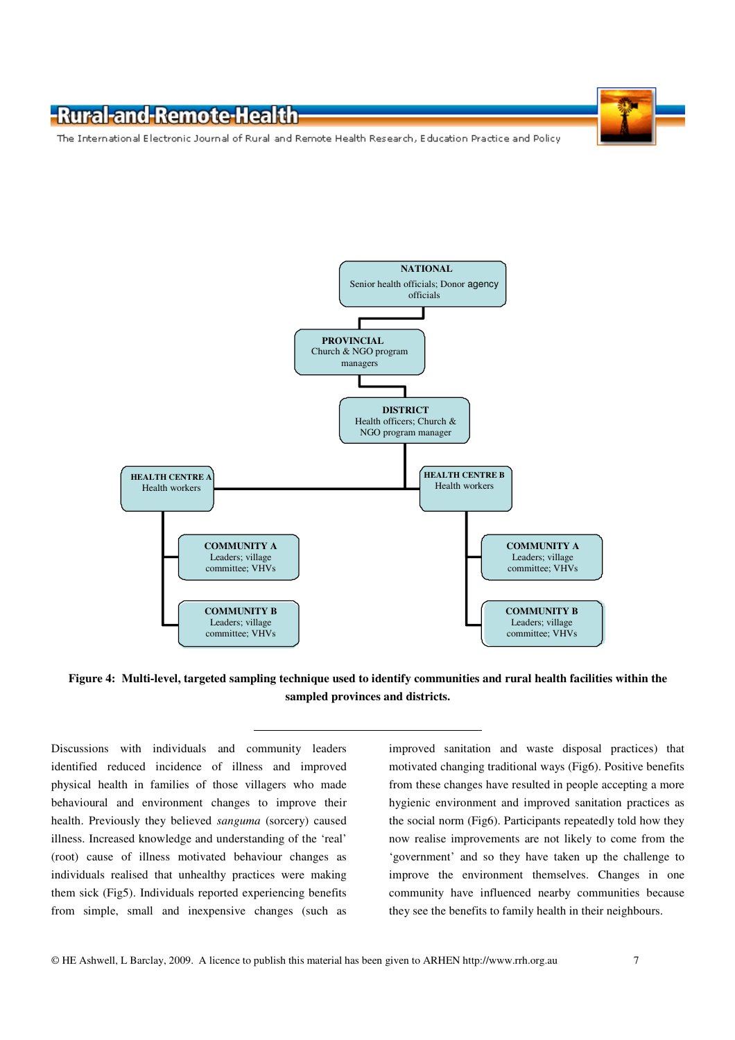NATIONAL
Senior health officials; Donor agency officials

PROVINCIAL
Church & NGO program managers

DISTRICT
Health officers; Church & NGO program manager

HEALTH CENTRE A
Health workers

HEALTH CENTRE B
Health workers

COMMUNITY A
Leaders; village committee; VHVs

COMMUNITY B
Leaders; village committee; VHVs

COMMUNITY A
Leaders; village committee; VHVs

COMMUNITY B
Leaders; village committee; VHVs

**Figure 4: Multi-level, targeted sampling technique used to identify communities and rural health facilities within the sampled provinces and districts.**

---

Discussions with individuals and community leaders identified reduced incidence of illness and improved physical health in families of those villagers who made behavioural and environment changes to improve their health. Previously they believed *sanguma* (sorcery) caused illness. Increased knowledge and understanding of the 'real' (root) cause of illness motivated behaviour changes as individuals realised that unhealthy practices were making them sick (Fig5). Individuals reported experiencing benefits from simple, small and inexpensive changes (such as improved sanitation and waste disposal practices) that motivated changing traditional ways (Fig6). Positive benefits from these changes have resulted in people accepting a more hygienic environment and improved sanitation practices as the social norm (Fig6). Participants repeatedly told how they now realise improvements are not likely to come from the 'government' and so they have taken up the challenge to improve the environment themselves. Changes in one community have influenced nearby communities because they see the benefits to family health in their neighbours.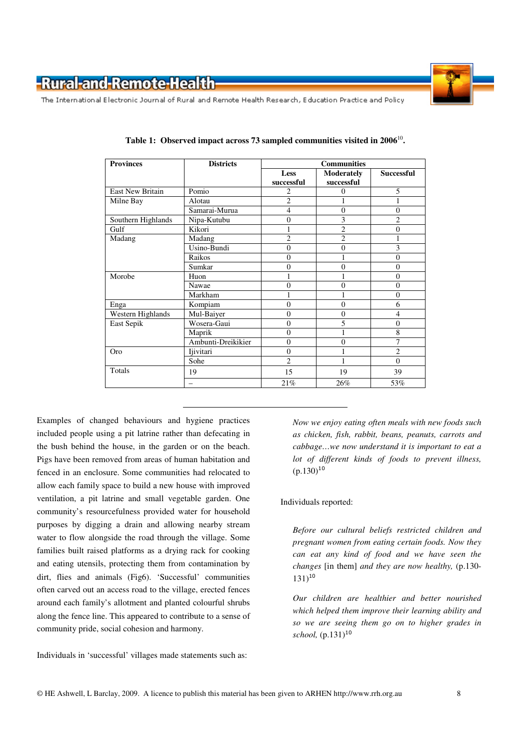**Table 1: Observed impact across 73 sampled communities visited in 2006[10].**

| Provinces | Districts | Communities | | |
|---|---|---|---|---|
| | | Less successful | Moderately successful | Successful |
| East New Britain | Pomio | 2 | 0 | 5 |
| Milne Bay | Alotau | 2 | 1 | 1 |
| | Samarai-Murua | 4 | 0 | 0 |
| Southern Highlands | Nipa-Kutubu | 0 | 3 | 2 |
| Gulf | Kikori | 1 | 2 | 0 |
| Madang | Madang | 2 | 2 | 1 |
| | Usino-Bundi | 0 | 0 | 3 |
| | Raikos | 0 | 1 | 0 |
| | Sumkar | 0 | 0 | 0 |
| Morobe | Huon | 1 | 1 | 0 |
| | Nawae | 0 | 0 | 0 |
| | Markham | 1 | 1 | 0 |
| Enga | Kompiam | 0 | 0 | 6 |
| Western Highlands | Mul-Baiyer | 0 | 0 | 4 |
| East Sepik | Wosera-Gaui | 0 | 5 | 0 |
| | Maprik | 0 | 1 | 8 |
| | Ambunti-Dreikikier | 0 | 0 | 7 |
| Oro | Ijivitari | 0 | 1 | 2 |
| | Sohe | 2 | 1 | 0 |
| Totals | 19 | 15 | 19 | 39 |
| | – | 21% | 26% | 53% |

Examples of changed behaviours and hygiene practices included people using a pit latrine rather than defecating in the bush behind the house, in the garden or on the beach. Pigs have been removed from areas of human habitation and fenced in an enclosure. Some communities had relocated to allow each family space to build a new house with improved ventilation, a pit latrine and small vegetable garden. One community's resourcefulness provided water for household purposes by digging a drain and allowing nearby stream water to flow alongside the road through the village. Some families built raised platforms as a drying rack for cooking and eating utensils, protecting them from contamination by dirt, flies and animals (Fig6). 'Successful' communities often carved out an access road to the village, erected fences around each family's allotment and planted colourful shrubs along the fence line. This appeared to contribute to a sense of community pride, social cohesion and harmony.

Individuals in 'successful' villages made statements such as:

> *Now we enjoy eating often meals with new foods such as chicken, fish, rabbit, beans, peanuts, carrots and cabbage…we now understand it is important to eat a lot of different kinds of foods to prevent illness,* (p.130)[10]

Individuals reported:

> *Before our cultural beliefs restricted children and pregnant women from eating certain foods. Now they can eat any kind of food and we have seen the changes* [in them] *and they are now healthy,* (p.130-131)[10]

> *Our children are healthier and better nourished which helped them improve their learning ability and so we are seeing them go on to higher grades in school,* (p.131)[10]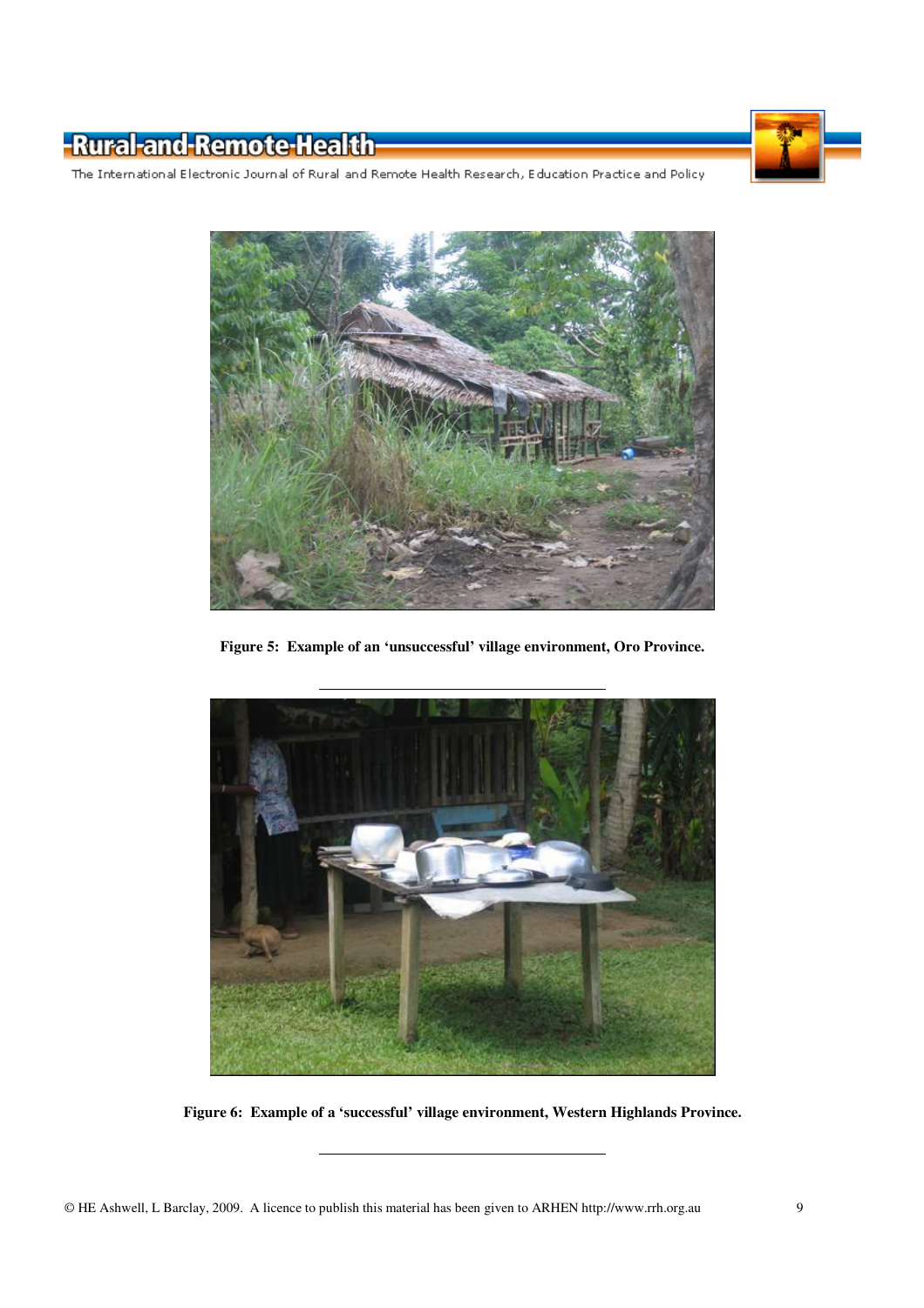**Figure 5: Example of an 'unsuccessful' village environment, Oro Province.**

**Figure 6: Example of a 'successful' village environment, Western Highlands Province.**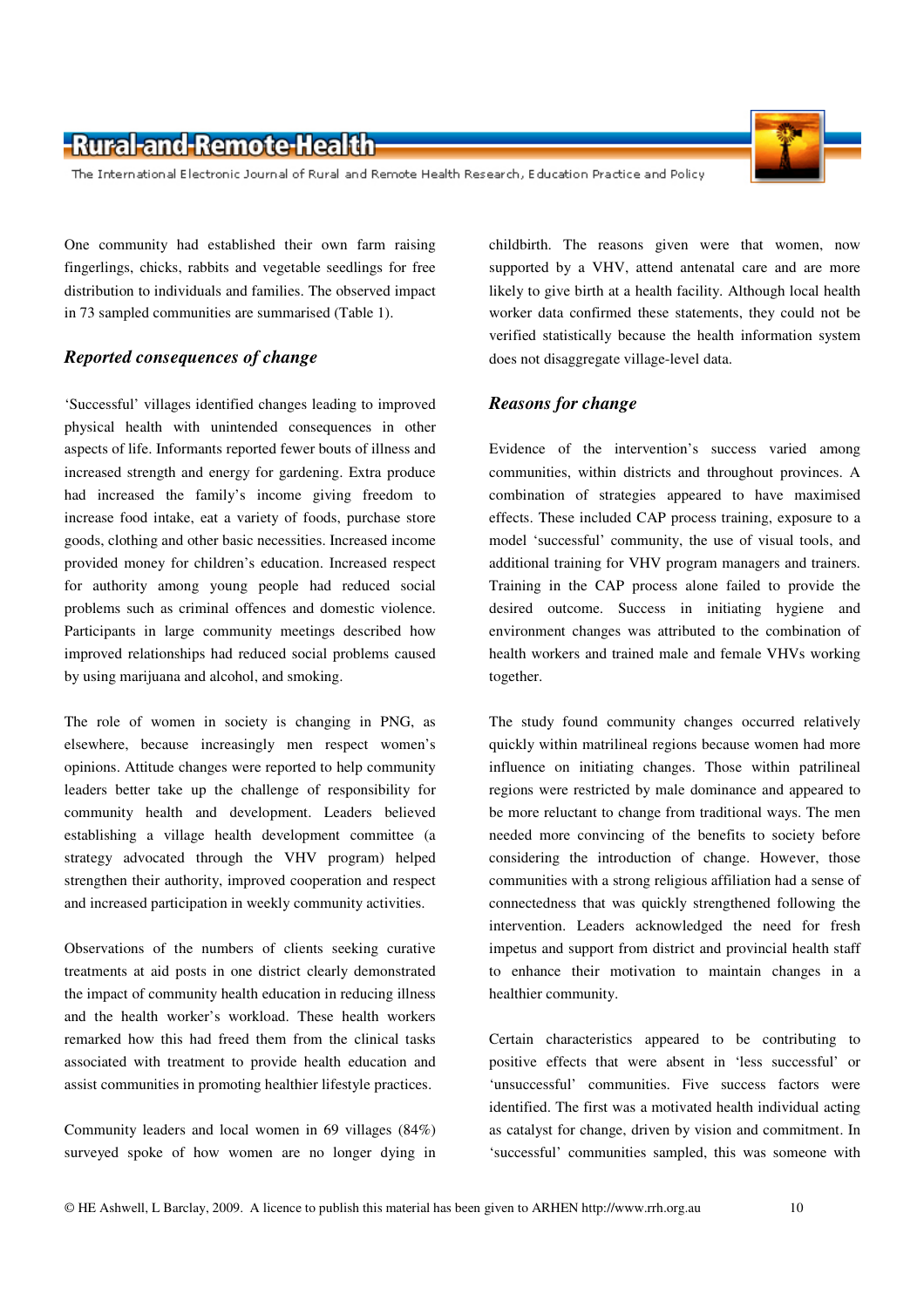One community had established their own farm raising fingerlings, chicks, rabbits and vegetable seedlings for free distribution to individuals and families. The observed impact in 73 sampled communities are summarised (Table 1).

### *Reported consequences of change*

'Successful' villages identified changes leading to improved physical health with unintended consequences in other aspects of life. Informants reported fewer bouts of illness and increased strength and energy for gardening. Extra produce had increased the family's income giving freedom to increase food intake, eat a variety of foods, purchase store goods, clothing and other basic necessities. Increased income provided money for children's education. Increased respect for authority among young people had reduced social problems such as criminal offences and domestic violence. Participants in large community meetings described how improved relationships had reduced social problems caused by using marijuana and alcohol, and smoking.

The role of women in society is changing in PNG, as elsewhere, because increasingly men respect women's opinions. Attitude changes were reported to help community leaders better take up the challenge of responsibility for community health and development. Leaders believed establishing a village health development committee (a strategy advocated through the VHV program) helped strengthen their authority, improved cooperation and respect and increased participation in weekly community activities.

Observations of the numbers of clients seeking curative treatments at aid posts in one district clearly demonstrated the impact of community health education in reducing illness and the health worker's workload. These health workers remarked how this had freed them from the clinical tasks associated with treatment to provide health education and assist communities in promoting healthier lifestyle practices.

Community leaders and local women in 69 villages (84%) surveyed spoke of how women are no longer dying in childbirth. The reasons given were that women, now supported by a VHV, attend antenatal care and are more likely to give birth at a health facility. Although local health worker data confirmed these statements, they could not be verified statistically because the health information system does not disaggregate village-level data.

### *Reasons for change*

Evidence of the intervention's success varied among communities, within districts and throughout provinces. A combination of strategies appeared to have maximised effects. These included CAP process training, exposure to a model 'successful' community, the use of visual tools, and additional training for VHV program managers and trainers. Training in the CAP process alone failed to provide the desired outcome. Success in initiating hygiene and environment changes was attributed to the combination of health workers and trained male and female VHVs working together.

The study found community changes occurred relatively quickly within matrilineal regions because women had more influence on initiating changes. Those within patrilineal regions were restricted by male dominance and appeared to be more reluctant to change from traditional ways. The men needed more convincing of the benefits to society before considering the introduction of change. However, those communities with a strong religious affiliation had a sense of connectedness that was quickly strengthened following the intervention. Leaders acknowledged the need for fresh impetus and support from district and provincial health staff to enhance their motivation to maintain changes in a healthier community.

Certain characteristics appeared to be contributing to positive effects that were absent in 'less successful' or 'unsuccessful' communities. Five success factors were identified. The first was a motivated health individual acting as catalyst for change, driven by vision and commitment. In 'successful' communities sampled, this was someone with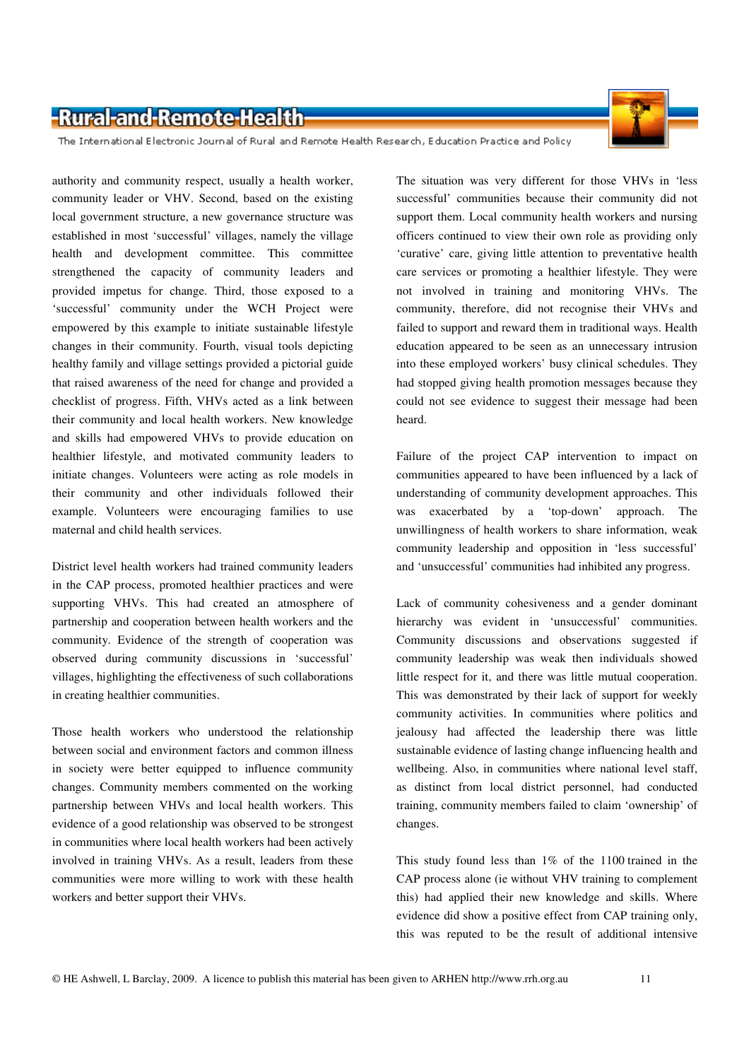authority and community respect, usually a health worker, community leader or VHV. Second, based on the existing local government structure, a new governance structure was established in most 'successful' villages, namely the village health and development committee. This committee strengthened the capacity of community leaders and provided impetus for change. Third, those exposed to a 'successful' community under the WCH Project were empowered by this example to initiate sustainable lifestyle changes in their community. Fourth, visual tools depicting healthy family and village settings provided a pictorial guide that raised awareness of the need for change and provided a checklist of progress. Fifth, VHVs acted as a link between their community and local health workers. New knowledge and skills had empowered VHVs to provide education on healthier lifestyle, and motivated community leaders to initiate changes. Volunteers were acting as role models in their community and other individuals followed their example. Volunteers were encouraging families to use maternal and child health services.

District level health workers had trained community leaders in the CAP process, promoted healthier practices and were supporting VHVs. This had created an atmosphere of partnership and cooperation between health workers and the community. Evidence of the strength of cooperation was observed during community discussions in 'successful' villages, highlighting the effectiveness of such collaborations in creating healthier communities.

Those health workers who understood the relationship between social and environment factors and common illness in society were better equipped to influence community changes. Community members commented on the working partnership between VHVs and local health workers. This evidence of a good relationship was observed to be strongest in communities where local health workers had been actively involved in training VHVs. As a result, leaders from these communities were more willing to work with these health workers and better support their VHVs.

The situation was very different for those VHVs in 'less successful' communities because their community did not support them. Local community health workers and nursing officers continued to view their own role as providing only 'curative' care, giving little attention to preventative health care services or promoting a healthier lifestyle. They were not involved in training and monitoring VHVs. The community, therefore, did not recognise their VHVs and failed to support and reward them in traditional ways. Health education appeared to be seen as an unnecessary intrusion into these employed workers' busy clinical schedules. They had stopped giving health promotion messages because they could not see evidence to suggest their message had been heard.

Failure of the project CAP intervention to impact on communities appeared to have been influenced by a lack of understanding of community development approaches. This was exacerbated by a 'top-down' approach. The unwillingness of health workers to share information, weak community leadership and opposition in 'less successful' and 'unsuccessful' communities had inhibited any progress.

Lack of community cohesiveness and a gender dominant hierarchy was evident in 'unsuccessful' communities. Community discussions and observations suggested if community leadership was weak then individuals showed little respect for it, and there was little mutual cooperation. This was demonstrated by their lack of support for weekly community activities. In communities where politics and jealousy had affected the leadership there was little sustainable evidence of lasting change influencing health and wellbeing. Also, in communities where national level staff, as distinct from local district personnel, had conducted training, community members failed to claim 'ownership' of changes.

This study found less than 1% of the 1100 trained in the CAP process alone (ie without VHV training to complement this) had applied their new knowledge and skills. Where evidence did show a positive effect from CAP training only, this was reputed to be the result of additional intensive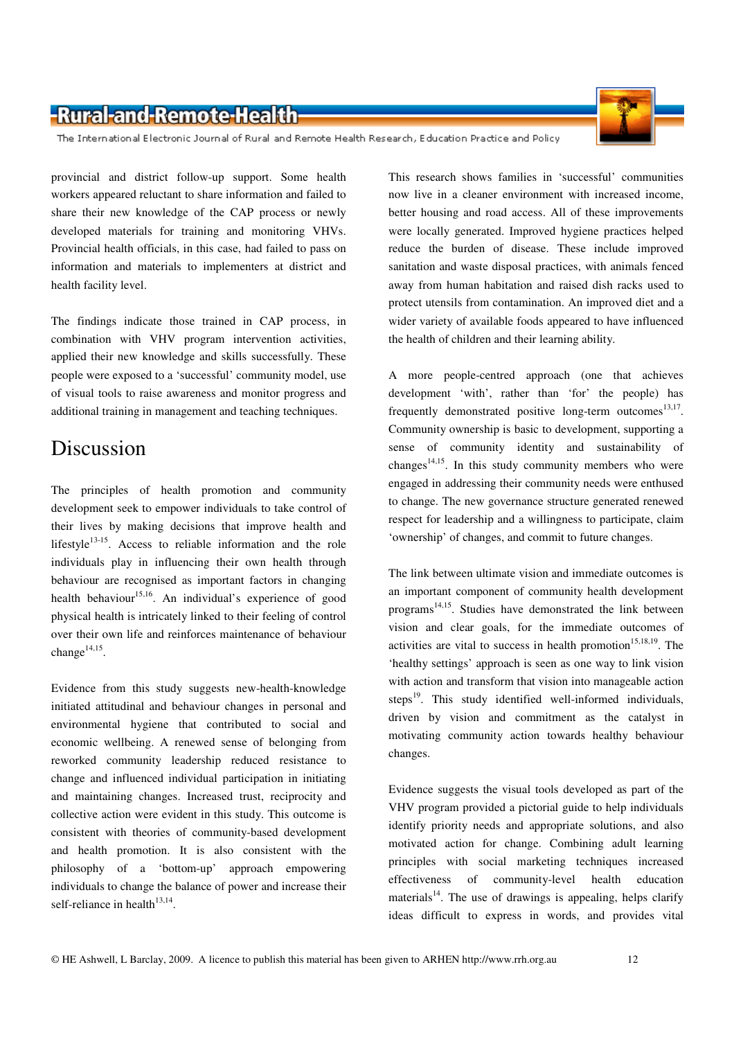provincial and district follow-up support. Some health workers appeared reluctant to share information and failed to share their new knowledge of the CAP process or newly developed materials for training and monitoring VHVs. Provincial health officials, in this case, had failed to pass on information and materials to implementers at district and health facility level.

The findings indicate those trained in CAP process, in combination with VHV program intervention activities, applied their new knowledge and skills successfully. These people were exposed to a 'successful' community model, use of visual tools to raise awareness and monitor progress and additional training in management and teaching techniques.

# Discussion

The principles of health promotion and community development seek to empower individuals to take control of their lives by making decisions that improve health and lifestyle[13-15]. Access to reliable information and the role individuals play in influencing their own health through behaviour are recognised as important factors in changing health behaviour[15,16]. An individual's experience of good physical health is intricately linked to their feeling of control over their own life and reinforces maintenance of behaviour change[14,15].

Evidence from this study suggests new-health-knowledge initiated attitudinal and behaviour changes in personal and environmental hygiene that contributed to social and economic wellbeing. A renewed sense of belonging from reworked community leadership reduced resistance to change and influenced individual participation in initiating and maintaining changes. Increased trust, reciprocity and collective action were evident in this study. This outcome is consistent with theories of community-based development and health promotion. It is also consistent with the philosophy of a 'bottom-up' approach empowering individuals to change the balance of power and increase their self-reliance in health[13,14].

This research shows families in 'successful' communities now live in a cleaner environment with increased income, better housing and road access. All of these improvements were locally generated. Improved hygiene practices helped reduce the burden of disease. These include improved sanitation and waste disposal practices, with animals fenced away from human habitation and raised dish racks used to protect utensils from contamination. An improved diet and a wider variety of available foods appeared to have influenced the health of children and their learning ability.

A more people-centred approach (one that achieves development 'with', rather than 'for' the people) has frequently demonstrated positive long-term outcomes[13,17]. Community ownership is basic to development, supporting a sense of community identity and sustainability of changes[14,15]. In this study community members who were engaged in addressing their community needs were enthused to change. The new governance structure generated renewed respect for leadership and a willingness to participate, claim 'ownership' of changes, and commit to future changes.

The link between ultimate vision and immediate outcomes is an important component of community health development programs[14,15]. Studies have demonstrated the link between vision and clear goals, for the immediate outcomes of activities are vital to success in health promotion[15,18,19]. The 'healthy settings' approach is seen as one way to link vision with action and transform that vision into manageable action steps[19]. This study identified well-informed individuals, driven by vision and commitment as the catalyst in motivating community action towards healthy behaviour changes.

Evidence suggests the visual tools developed as part of the VHV program provided a pictorial guide to help individuals identify priority needs and appropriate solutions, and also motivated action for change. Combining adult learning principles with social marketing techniques increased effectiveness of community-level health education materials[14]. The use of drawings is appealing, helps clarify ideas difficult to express in words, and provides vital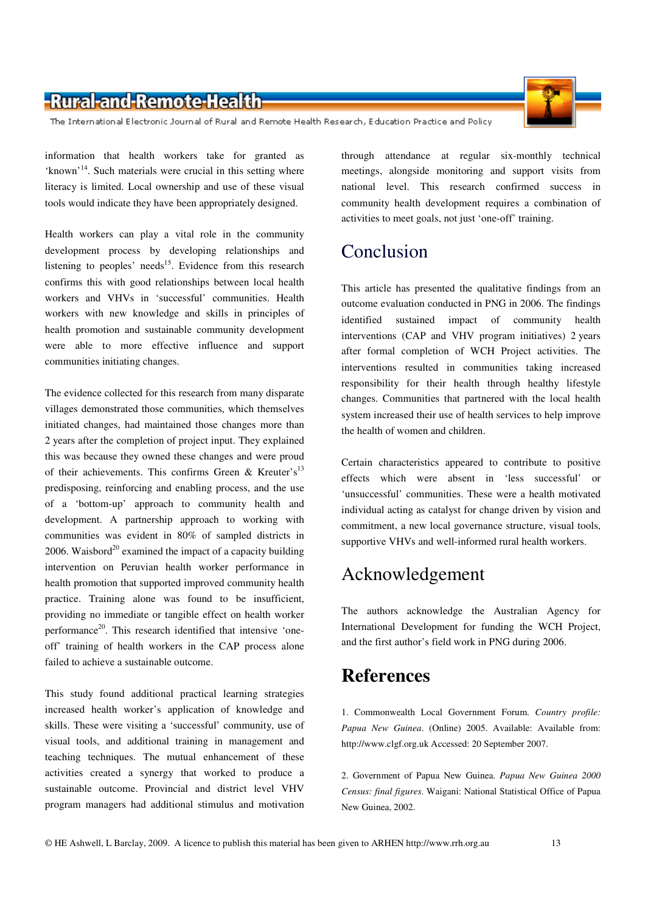information that health workers take for granted as 'known'[14]. Such materials were crucial in this setting where literacy is limited. Local ownership and use of these visual tools would indicate they have been appropriately designed.

Health workers can play a vital role in the community development process by developing relationships and listening to peoples' needs[15]. Evidence from this research confirms this with good relationships between local health workers and VHVs in 'successful' communities. Health workers with new knowledge and skills in principles of health promotion and sustainable community development were able to more effective influence and support communities initiating changes.

The evidence collected for this research from many disparate villages demonstrated those communities, which themselves initiated changes, had maintained those changes more than 2 years after the completion of project input. They explained this was because they owned these changes and were proud of their achievements. This confirms Green & Kreuter's[13] predisposing, reinforcing and enabling process, and the use of a 'bottom-up' approach to community health and development. A partnership approach to working with communities was evident in 80% of sampled districts in 2006. Waisbord[20] examined the impact of a capacity building intervention on Peruvian health worker performance in health promotion that supported improved community health practice. Training alone was found to be insufficient, providing no immediate or tangible effect on health worker performance[20]. This research identified that intensive 'one-off' training of health workers in the CAP process alone failed to achieve a sustainable outcome.

This study found additional practical learning strategies increased health worker's application of knowledge and skills. These were visiting a 'successful' community, use of visual tools, and additional training in management and teaching techniques. The mutual enhancement of these activities created a synergy that worked to produce a sustainable outcome. Provincial and district level VHV program managers had additional stimulus and motivation through attendance at regular six-monthly technical meetings, alongside monitoring and support visits from national level. This research confirmed success in community health development requires a combination of activities to meet goals, not just 'one-off' training.

## Conclusion

This article has presented the qualitative findings from an outcome evaluation conducted in PNG in 2006. The findings identified sustained impact of community health interventions (CAP and VHV program initiatives) 2 years after formal completion of WCH Project activities. The interventions resulted in communities taking increased responsibility for their health through healthy lifestyle changes. Communities that partnered with the local health system increased their use of health services to help improve the health of women and children.

Certain characteristics appeared to contribute to positive effects which were absent in 'less successful' or 'unsuccessful' communities. These were a health motivated individual acting as catalyst for change driven by vision and commitment, a new local governance structure, visual tools, supportive VHVs and well-informed rural health workers.

## Acknowledgement

The authors acknowledge the Australian Agency for International Development for funding the WCH Project, and the first author's field work in PNG during 2006.

## References

1. Commonwealth Local Government Forum. *Country profile: Papua New Guinea*. (Online) 2005. Available: Available from: http://www.clgf.org.uk Accessed: 20 September 2007.

2. Government of Papua New Guinea. *Papua New Guinea 2000 Census: final figures*. Waigani: National Statistical Office of Papua New Guinea, 2002.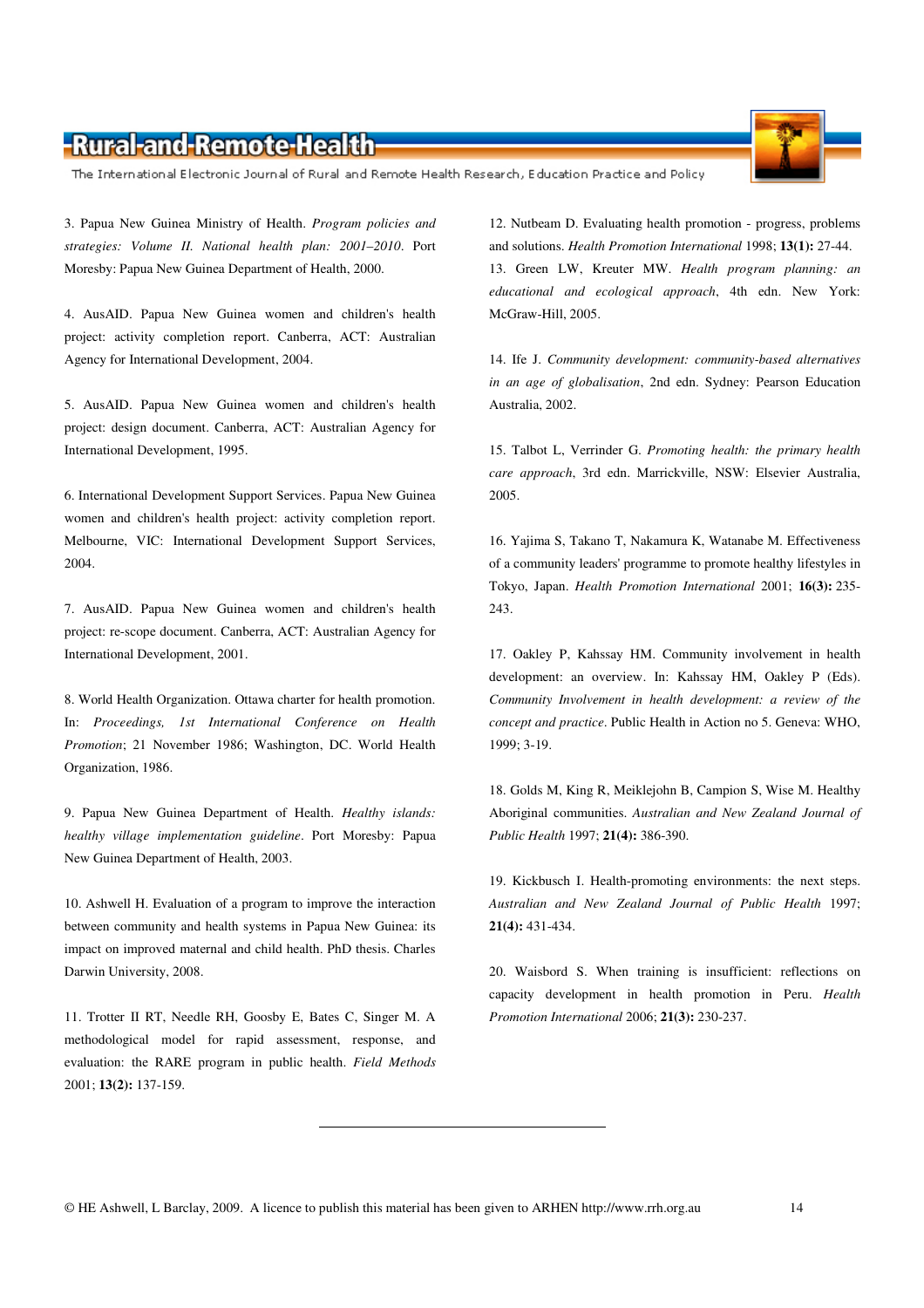3. Papua New Guinea Ministry of Health. *Program policies and strategies: Volume II. National health plan: 2001–2010*. Port Moresby: Papua New Guinea Department of Health, 2000.

4. AusAID. Papua New Guinea women and children's health project: activity completion report. Canberra, ACT: Australian Agency for International Development, 2004.

5. AusAID. Papua New Guinea women and children's health project: design document. Canberra, ACT: Australian Agency for International Development, 1995.

6. International Development Support Services. Papua New Guinea women and children's health project: activity completion report. Melbourne, VIC: International Development Support Services, 2004.

7. AusAID. Papua New Guinea women and children's health project: re-scope document. Canberra, ACT: Australian Agency for International Development, 2001.

8. World Health Organization. Ottawa charter for health promotion. In: *Proceedings, 1st International Conference on Health Promotion*; 21 November 1986; Washington, DC. World Health Organization, 1986.

9. Papua New Guinea Department of Health. *Healthy islands: healthy village implementation guideline*. Port Moresby: Papua New Guinea Department of Health, 2003.

10. Ashwell H. Evaluation of a program to improve the interaction between community and health systems in Papua New Guinea: its impact on improved maternal and child health. PhD thesis. Charles Darwin University, 2008.

11. Trotter II RT, Needle RH, Goosby E, Bates C, Singer M. A methodological model for rapid assessment, response, and evaluation: the RARE program in public health. *Field Methods* 2001; **13(2):** 137-159.

12. Nutbeam D. Evaluating health promotion - progress, problems and solutions. *Health Promotion International* 1998; **13(1):** 27-44.

13. Green LW, Kreuter MW. *Health program planning: an educational and ecological approach*, 4th edn. New York: McGraw-Hill, 2005.

14. Ife J. *Community development: community-based alternatives in an age of globalisation*, 2nd edn. Sydney: Pearson Education Australia, 2002.

15. Talbot L, Verrinder G. *Promoting health: the primary health care approach*, 3rd edn. Marrickville, NSW: Elsevier Australia, 2005.

16. Yajima S, Takano T, Nakamura K, Watanabe M. Effectiveness of a community leaders' programme to promote healthy lifestyles in Tokyo, Japan. *Health Promotion International* 2001; **16(3):** 235-243.

17. Oakley P, Kahssay HM. Community involvement in health development: an overview. In: Kahssay HM, Oakley P (Eds). *Community Involvement in health development: a review of the concept and practice*. Public Health in Action no 5. Geneva: WHO, 1999; 3-19.

18. Golds M, King R, Meiklejohn B, Campion S, Wise M. Healthy Aboriginal communities. *Australian and New Zealand Journal of Public Health* 1997; **21(4):** 386-390.

19. Kickbusch I. Health-promoting environments: the next steps. *Australian and New Zealand Journal of Public Health* 1997; **21(4):** 431-434.

20. Waisbord S. When training is insufficient: reflections on capacity development in health promotion in Peru. *Health Promotion International* 2006; **21(3):** 230-237.

---